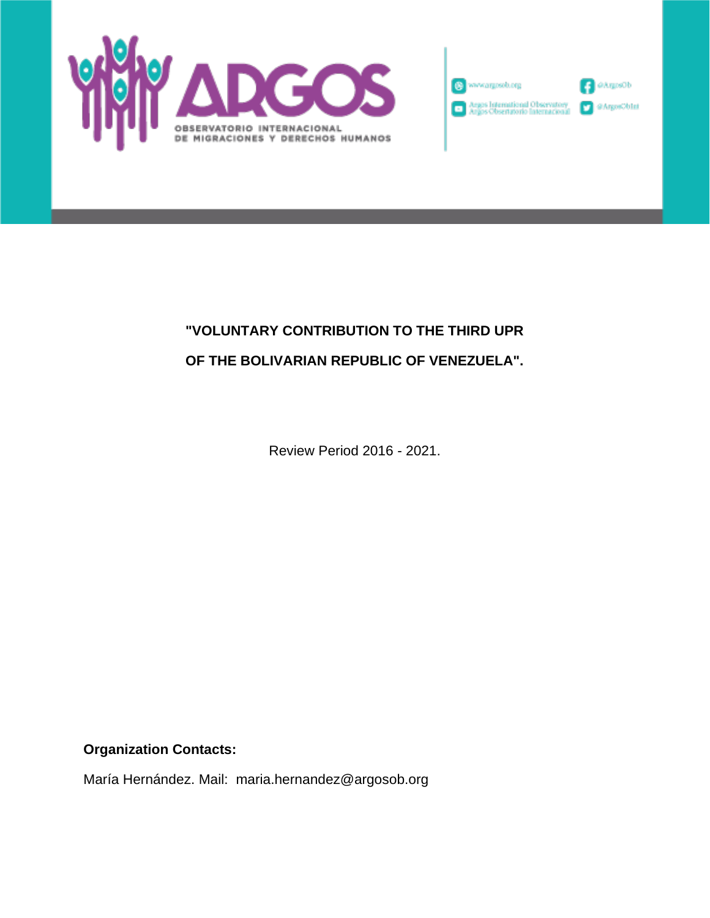ARGOS

OBSERVATORIO INTERNACIONAL DE MIGRACIONES Y DERECHOS HUMANOS

www.argosob.org | @ArgosOb | Argos International Observatory / Argos Observatorio Internacional | @ArgosObInt

**"VOLUNTARY CONTRIBUTION TO THE THIRD UPR**

**OF THE BOLIVARIAN REPUBLIC OF VENEZUELA".**

Review Period 2016 - 2021.

**Organization Contacts:**

María Hernández. Mail: maria.hernandez@argosob.org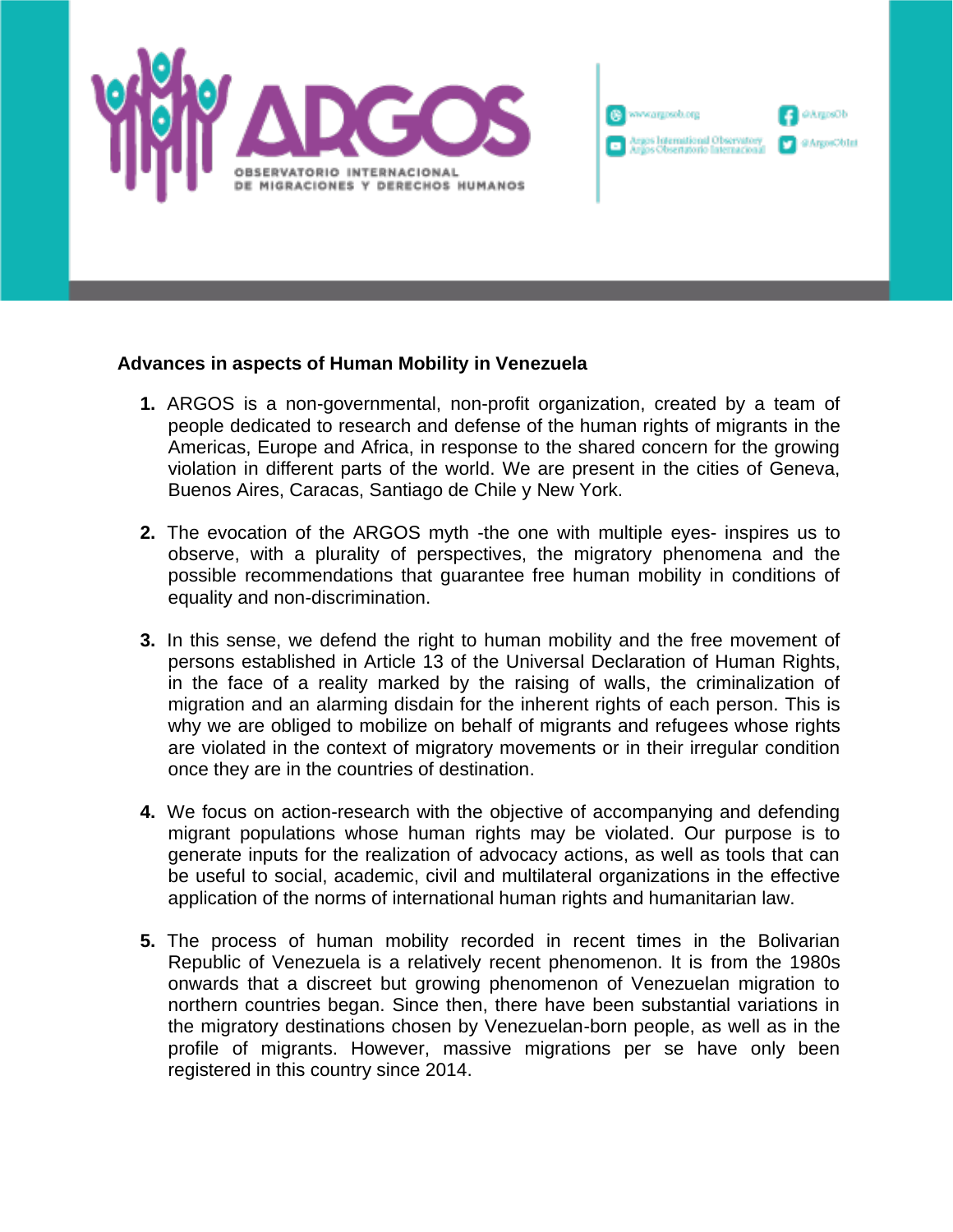**Advances in aspects of Human Mobility in Venezuela**

1. ARGOS is a non-governmental, non-profit organization, created by a team of people dedicated to research and defense of the human rights of migrants in the Americas, Europe and Africa, in response to the shared concern for the growing violation in different parts of the world. We are present in the cities of Geneva, Buenos Aires, Caracas, Santiago de Chile y New York.

2. The evocation of the ARGOS myth -the one with multiple eyes- inspires us to observe, with a plurality of perspectives, the migratory phenomena and the possible recommendations that guarantee free human mobility in conditions of equality and non-discrimination.

3. In this sense, we defend the right to human mobility and the free movement of persons established in Article 13 of the Universal Declaration of Human Rights, in the face of a reality marked by the raising of walls, the criminalization of migration and an alarming disdain for the inherent rights of each person. This is why we are obliged to mobilize on behalf of migrants and refugees whose rights are violated in the context of migratory movements or in their irregular condition once they are in the countries of destination.

4. We focus on action-research with the objective of accompanying and defending migrant populations whose human rights may be violated. Our purpose is to generate inputs for the realization of advocacy actions, as well as tools that can be useful to social, academic, civil and multilateral organizations in the effective application of the norms of international human rights and humanitarian law.

5. The process of human mobility recorded in recent times in the Bolivarian Republic of Venezuela is a relatively recent phenomenon. It is from the 1980s onwards that a discreet but growing phenomenon of Venezuelan migration to northern countries began. Since then, there have been substantial variations in the migratory destinations chosen by Venezuelan-born people, as well as in the profile of migrants. However, massive migrations per se have only been registered in this country since 2014.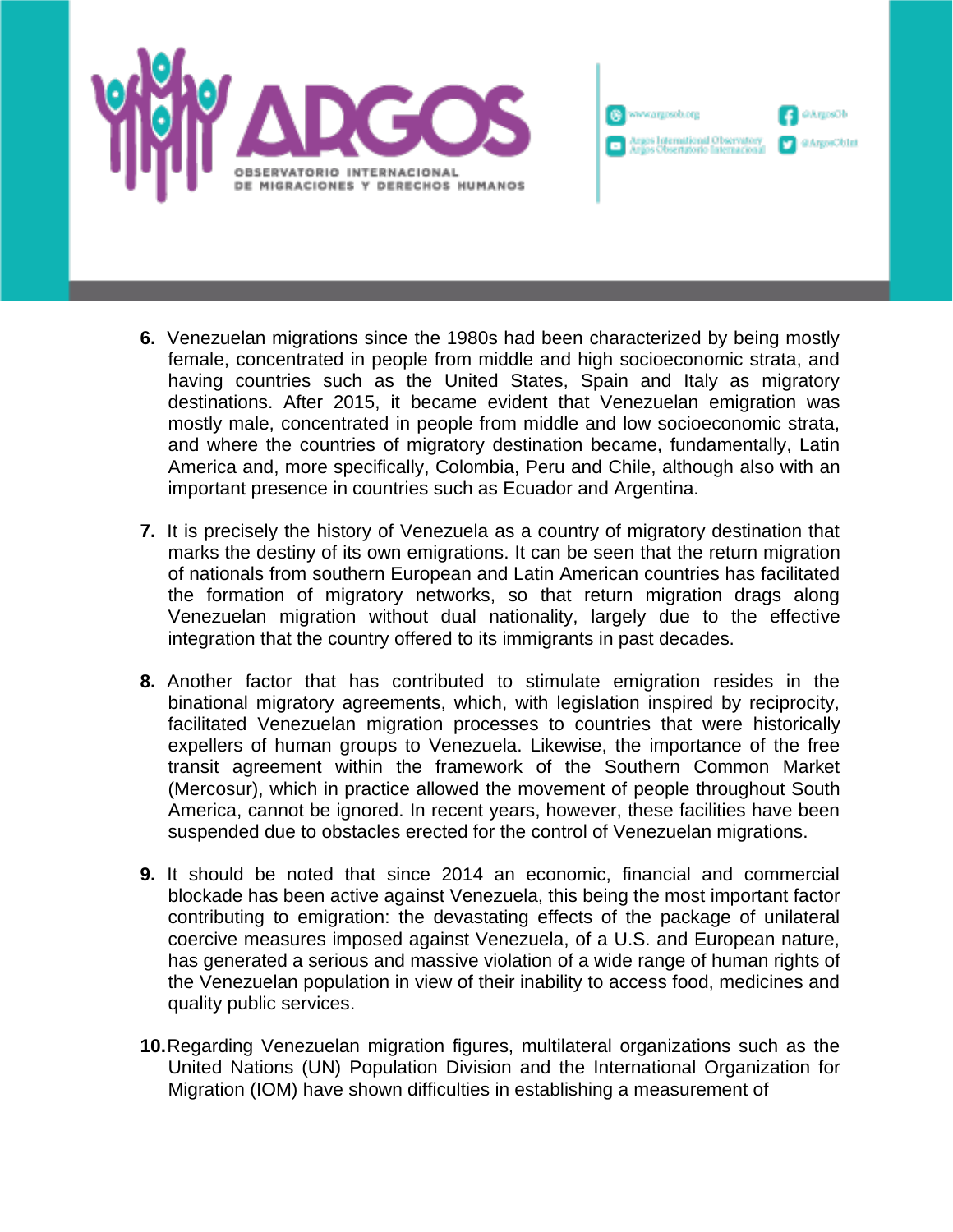6. Venezuelan migrations since the 1980s had been characterized by being mostly female, concentrated in people from middle and high socioeconomic strata, and having countries such as the United States, Spain and Italy as migratory destinations. After 2015, it became evident that Venezuelan emigration was mostly male, concentrated in people from middle and low socioeconomic strata, and where the countries of migratory destination became, fundamentally, Latin America and, more specifically, Colombia, Peru and Chile, although also with an important presence in countries such as Ecuador and Argentina.

7. It is precisely the history of Venezuela as a country of migratory destination that marks the destiny of its own emigrations. It can be seen that the return migration of nationals from southern European and Latin American countries has facilitated the formation of migratory networks, so that return migration drags along Venezuelan migration without dual nationality, largely due to the effective integration that the country offered to its immigrants in past decades.

8. Another factor that has contributed to stimulate emigration resides in the binational migratory agreements, which, with legislation inspired by reciprocity, facilitated Venezuelan migration processes to countries that were historically expellers of human groups to Venezuela. Likewise, the importance of the free transit agreement within the framework of the Southern Common Market (Mercosur), which in practice allowed the movement of people throughout South America, cannot be ignored. In recent years, however, these facilities have been suspended due to obstacles erected for the control of Venezuelan migrations.

9. It should be noted that since 2014 an economic, financial and commercial blockade has been active against Venezuela, this being the most important factor contributing to emigration: the devastating effects of the package of unilateral coercive measures imposed against Venezuela, of a U.S. and European nature, has generated a serious and massive violation of a wide range of human rights of the Venezuelan population in view of their inability to access food, medicines and quality public services.

10. Regarding Venezuelan migration figures, multilateral organizations such as the United Nations (UN) Population Division and the International Organization for Migration (IOM) have shown difficulties in establishing a measurement of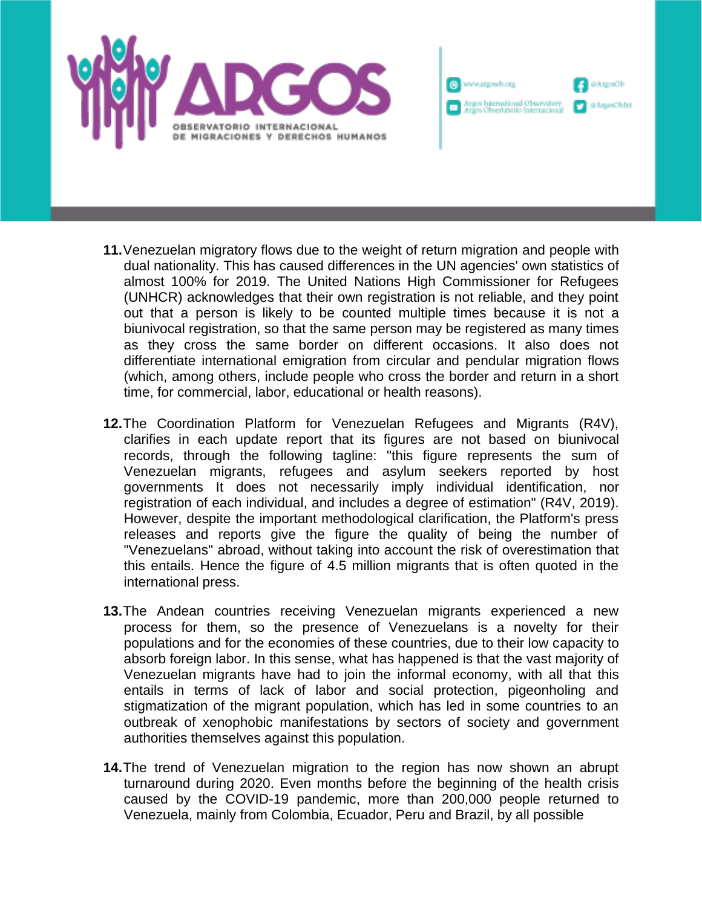11. Venezuelan migratory flows due to the weight of return migration and people with dual nationality. This has caused differences in the UN agencies' own statistics of almost 100% for 2019. The United Nations High Commissioner for Refugees (UNHCR) acknowledges that their own registration is not reliable, and they point out that a person is likely to be counted multiple times because it is not a biunivocal registration, so that the same person may be registered as many times as they cross the same border on different occasions. It also does not differentiate international emigration from circular and pendular migration flows (which, among others, include people who cross the border and return in a short time, for commercial, labor, educational or health reasons).

12. The Coordination Platform for Venezuelan Refugees and Migrants (R4V), clarifies in each update report that its figures are not based on biunivocal records, through the following tagline: "this figure represents the sum of Venezuelan migrants, refugees and asylum seekers reported by host governments It does not necessarily imply individual identification, nor registration of each individual, and includes a degree of estimation" (R4V, 2019). However, despite the important methodological clarification, the Platform's press releases and reports give the figure the quality of being the number of "Venezuelans" abroad, without taking into account the risk of overestimation that this entails. Hence the figure of 4.5 million migrants that is often quoted in the international press.

13. The Andean countries receiving Venezuelan migrants experienced a new process for them, so the presence of Venezuelans is a novelty for their populations and for the economies of these countries, due to their low capacity to absorb foreign labor. In this sense, what has happened is that the vast majority of Venezuelan migrants have had to join the informal economy, with all that this entails in terms of lack of labor and social protection, pigeonholing and stigmatization of the migrant population, which has led in some countries to an outbreak of xenophobic manifestations by sectors of society and government authorities themselves against this population.

14. The trend of Venezuelan migration to the region has now shown an abrupt turnaround during 2020. Even months before the beginning of the health crisis caused by the COVID-19 pandemic, more than 200,000 people returned to Venezuela, mainly from Colombia, Ecuador, Peru and Brazil, by all possible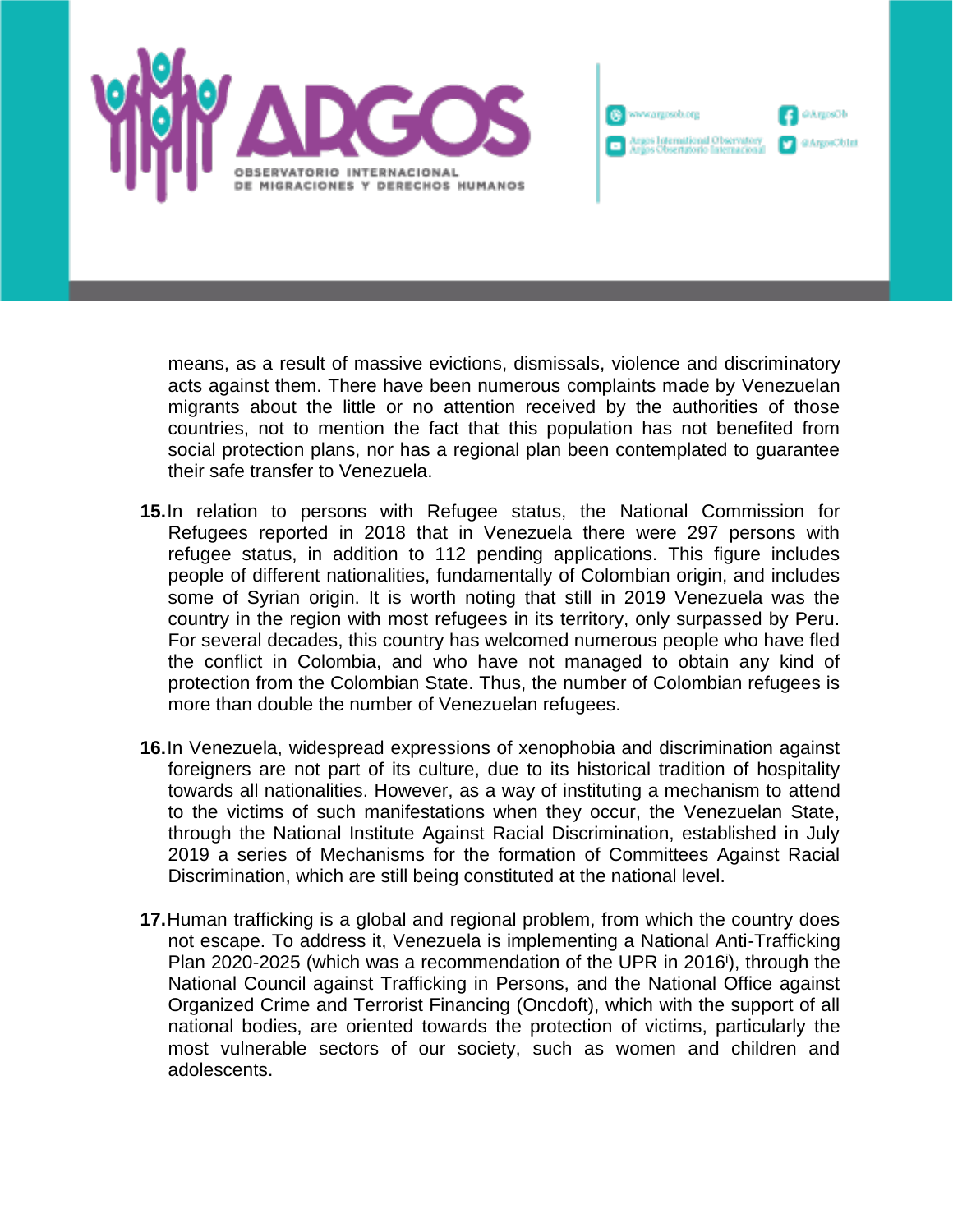means, as a result of massive evictions, dismissals, violence and discriminatory acts against them. There have been numerous complaints made by Venezuelan migrants about the little or no attention received by the authorities of those countries, not to mention the fact that this population has not benefited from social protection plans, nor has a regional plan been contemplated to guarantee their safe transfer to Venezuela.

**15.** In relation to persons with Refugee status, the National Commission for Refugees reported in 2018 that in Venezuela there were 297 persons with refugee status, in addition to 112 pending applications. This figure includes people of different nationalities, fundamentally of Colombian origin, and includes some of Syrian origin. It is worth noting that still in 2019 Venezuela was the country in the region with most refugees in its territory, only surpassed by Peru. For several decades, this country has welcomed numerous people who have fled the conflict in Colombia, and who have not managed to obtain any kind of protection from the Colombian State. Thus, the number of Colombian refugees is more than double the number of Venezuelan refugees.

**16.** In Venezuela, widespread expressions of xenophobia and discrimination against foreigners are not part of its culture, due to its historical tradition of hospitality towards all nationalities. However, as a way of instituting a mechanism to attend to the victims of such manifestations when they occur, the Venezuelan State, through the National Institute Against Racial Discrimination, established in July 2019 a series of Mechanisms for the formation of Committees Against Racial Discrimination, which are still being constituted at the national level.

**17.** Human trafficking is a global and regional problem, from which the country does not escape. To address it, Venezuela is implementing a National Anti-Trafficking Plan 2020-2025 (which was a recommendation of the UPR in 2016[i]), through the National Council against Trafficking in Persons, and the National Office against Organized Crime and Terrorist Financing (Oncdoft), which with the support of all national bodies, are oriented towards the protection of victims, particularly the most vulnerable sectors of our society, such as women and children and adolescents.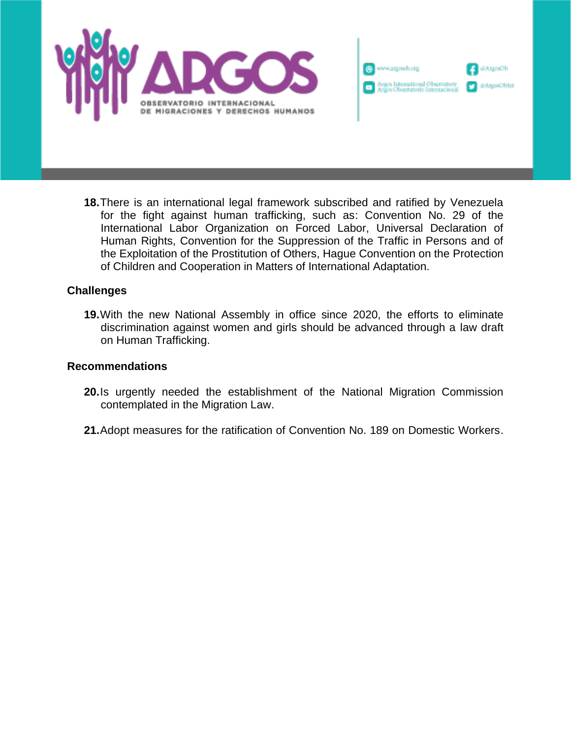18. There is an international legal framework subscribed and ratified by Venezuela for the fight against human trafficking, such as: Convention No. 29 of the International Labor Organization on Forced Labor, Universal Declaration of Human Rights, Convention for the Suppression of the Traffic in Persons and of the Exploitation of the Prostitution of Others, Hague Convention on the Protection of Children and Cooperation in Matters of International Adaptation.

**Challenges**

19. With the new National Assembly in office since 2020, the efforts to eliminate discrimination against women and girls should be advanced through a law draft on Human Trafficking.

**Recommendations**

20. Is urgently needed the establishment of the National Migration Commission contemplated in the Migration Law.

21. Adopt measures for the ratification of Convention No. 189 on Domestic Workers.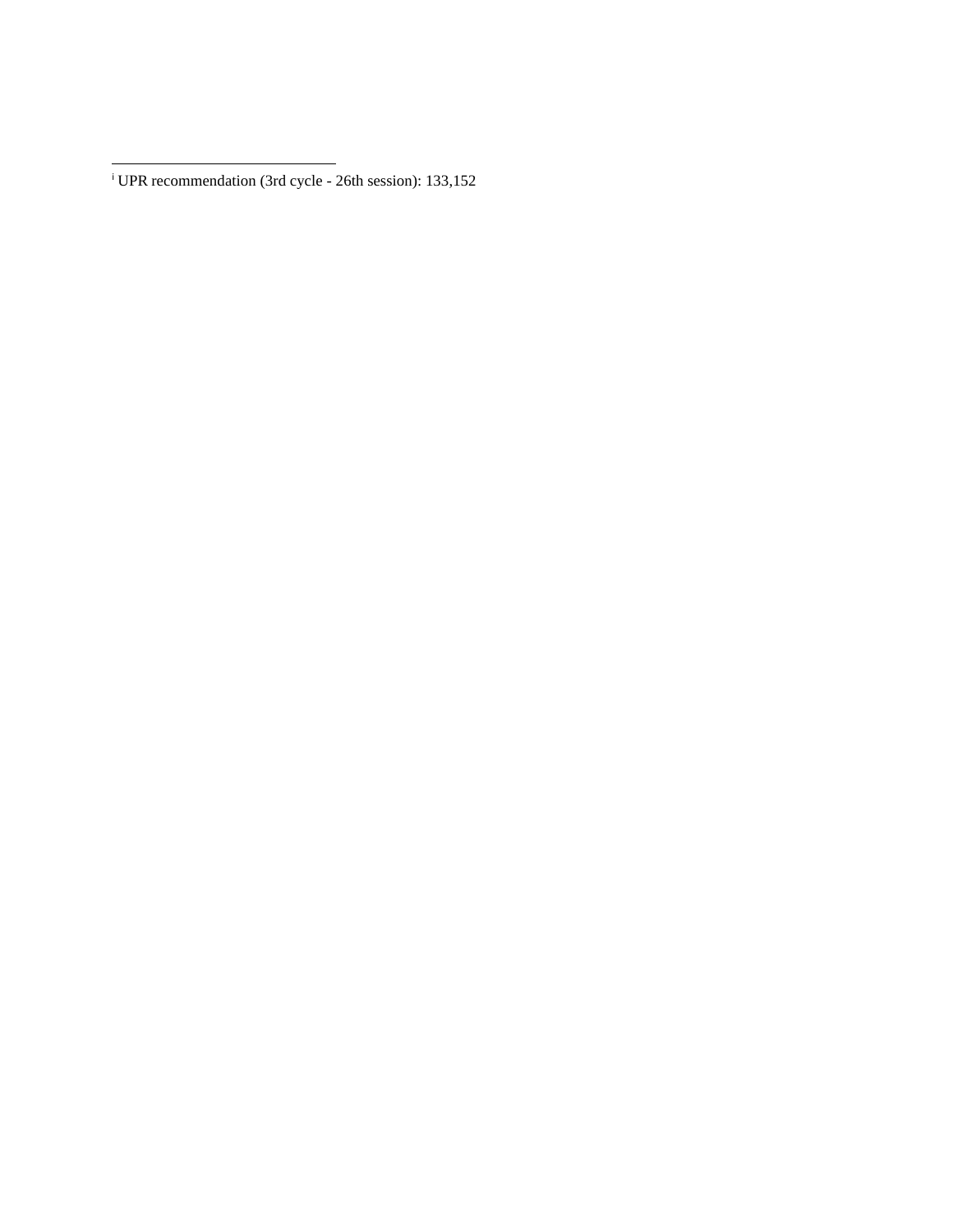[i] UPR recommendation (3rd cycle - 26th session): 133,152